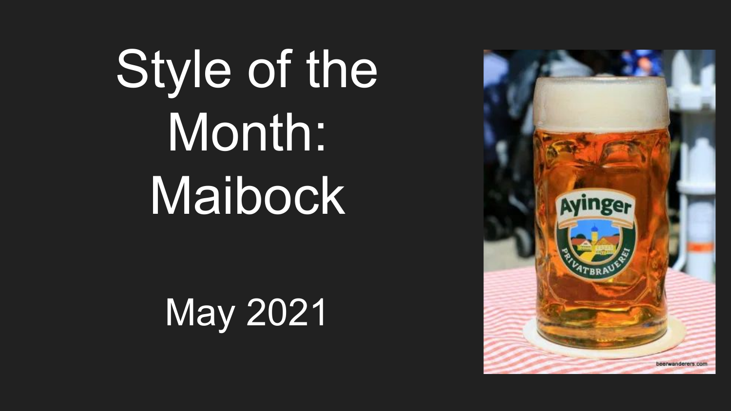# Style of the Month: Maibock

May 2021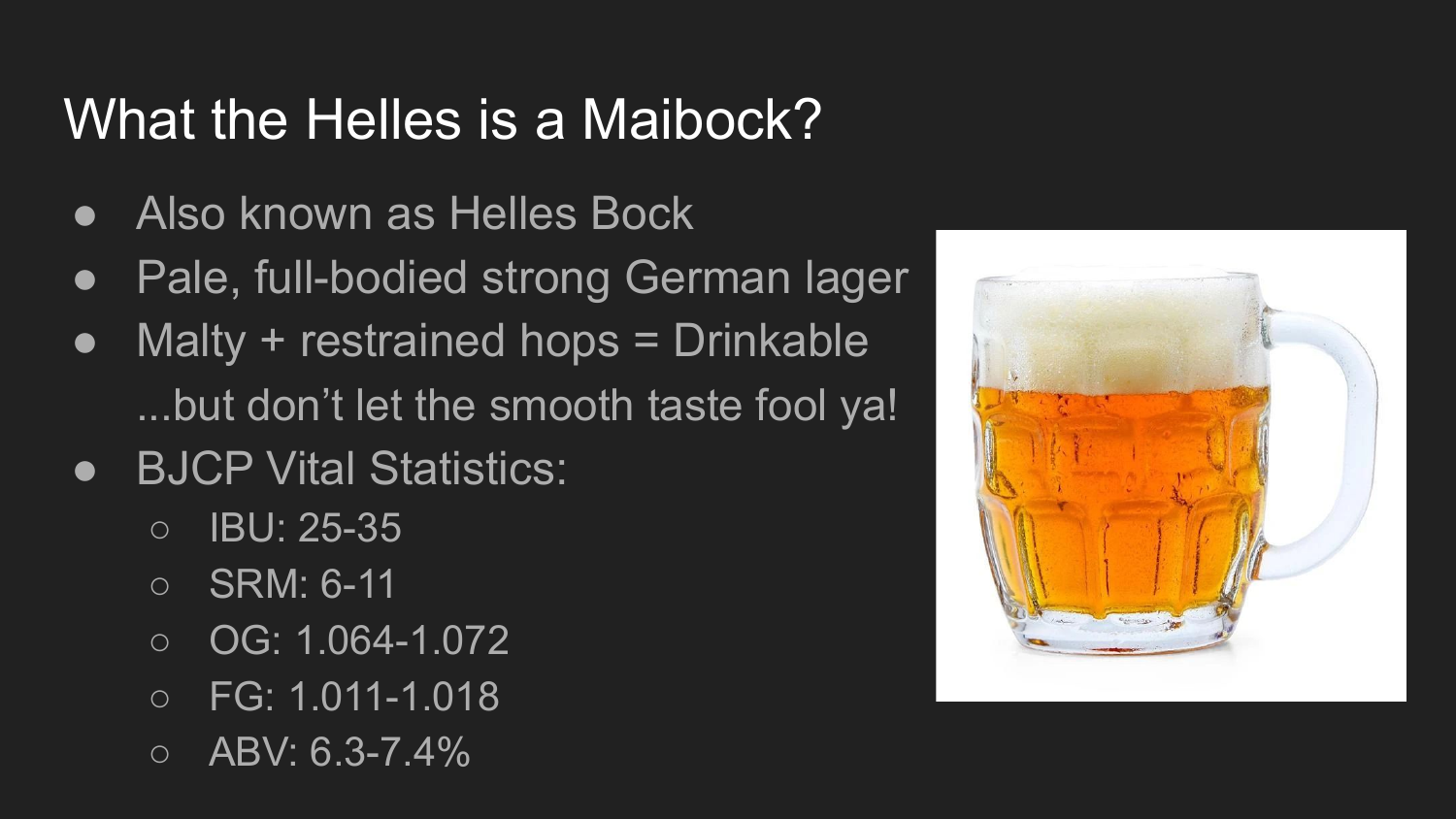# What the Helles is a Maibock?

- Also known as Helles Bock
- Pale, full-bodied strong German lager
- Malty + restrained hops = Drinkable
  ...but don't let the smooth taste fool ya!
- BJCP Vital Statistics:
  - IBU: 25-35
  - SRM: 6-11
  - OG: 1.064-1.072
  - FG: 1.011-1.018
  - ABV: 6.3-7.4%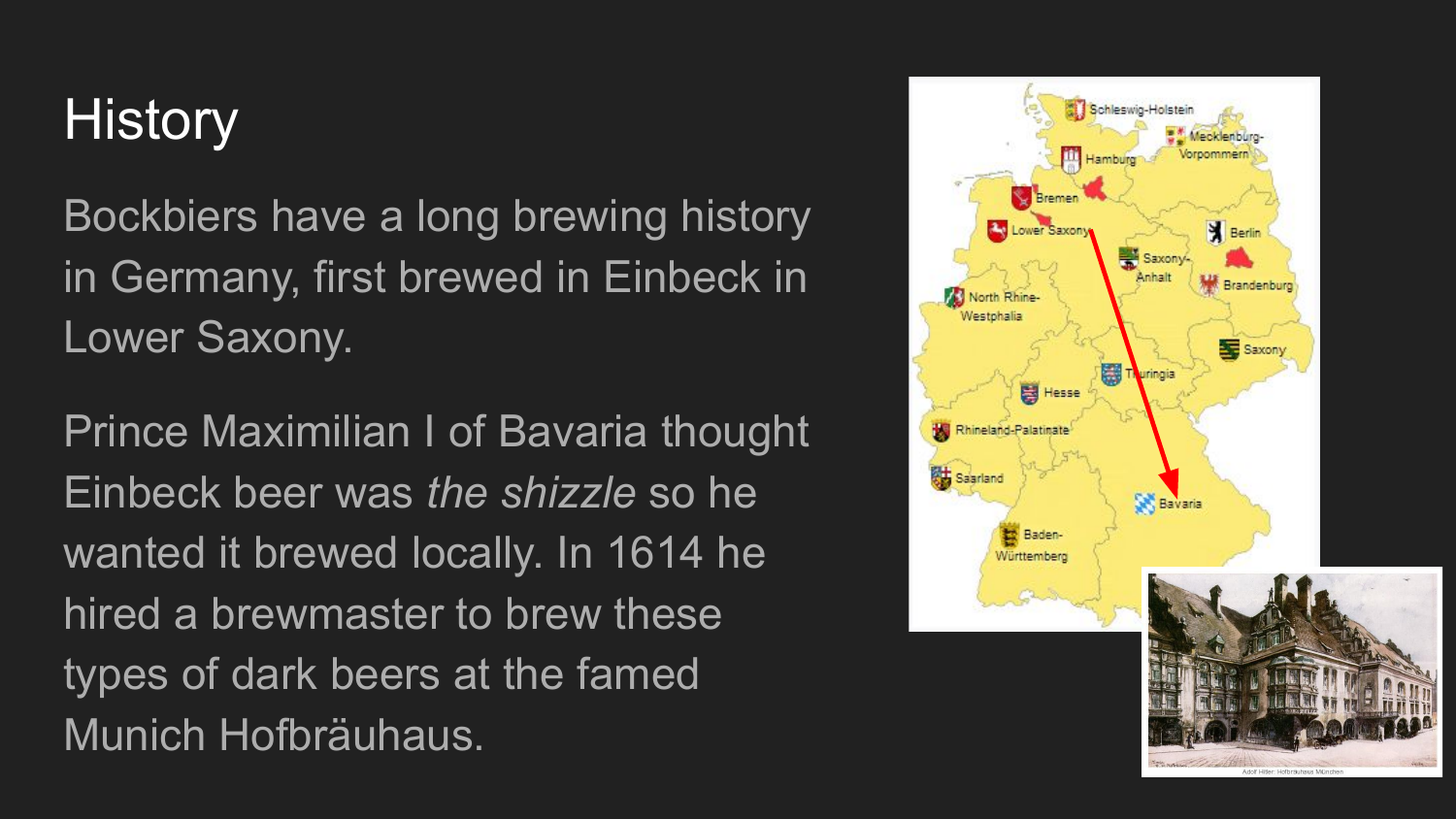# History

Bockbiers have a long brewing history in Germany, first brewed in Einbeck in Lower Saxony.

Prince Maximilian I of Bavaria thought Einbeck beer was *the shizzle* so he wanted it brewed locally. In 1614 he hired a brewmaster to brew these types of dark beers at the famed Munich Hofbräuhaus.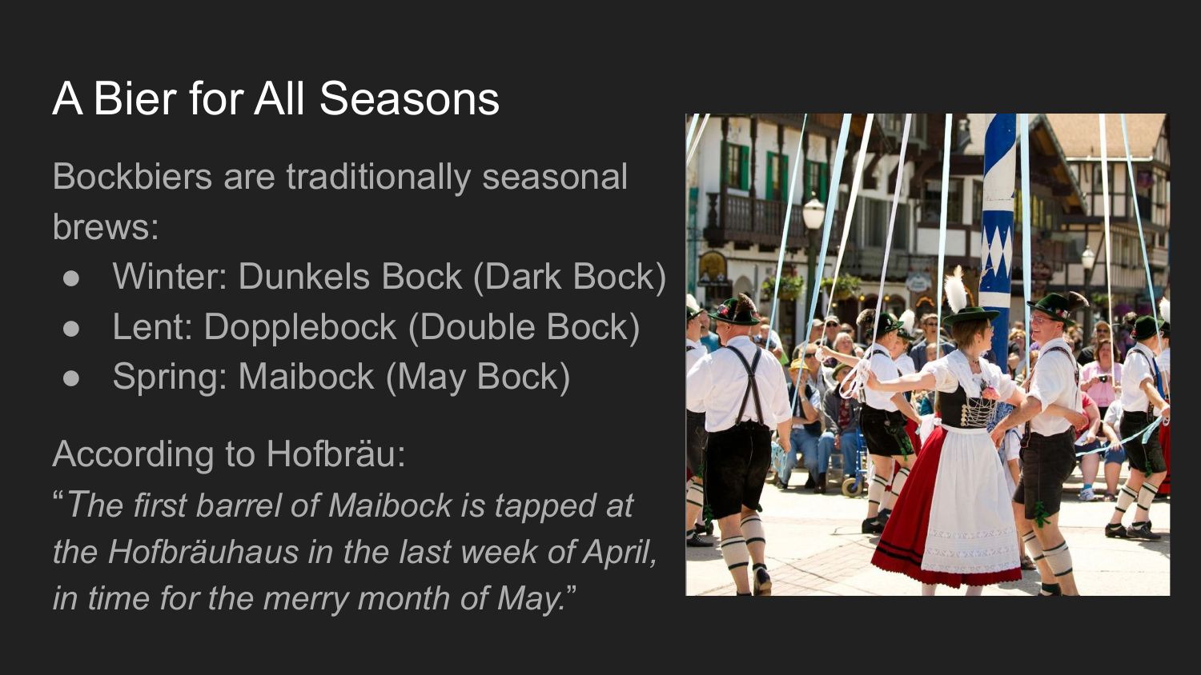# A Bier for All Seasons

Bockbiers are traditionally seasonal brews:

- Winter: Dunkels Bock (Dark Bock)
- Lent: Dopplebock (Double Bock)
- Spring: Maibock (May Bock)

According to Hofbräu:

"*The first barrel of Maibock is tapped at the Hofbräuhaus in the last week of April, in time for the merry month of May.*"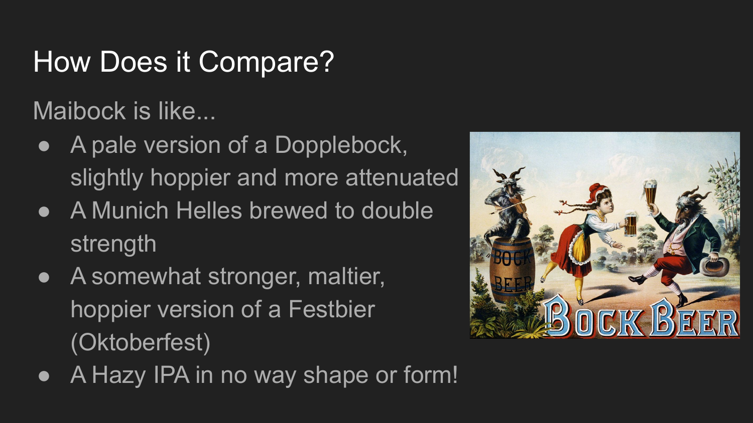# How Does it Compare?

Maibock is like...

- A pale version of a Dopplebock, slightly hoppier and more attenuated
- A Munich Helles brewed to double strength
- A somewhat stronger, maltier, hoppier version of a Festbier (Oktoberfest)
- A Hazy IPA in no way shape or form!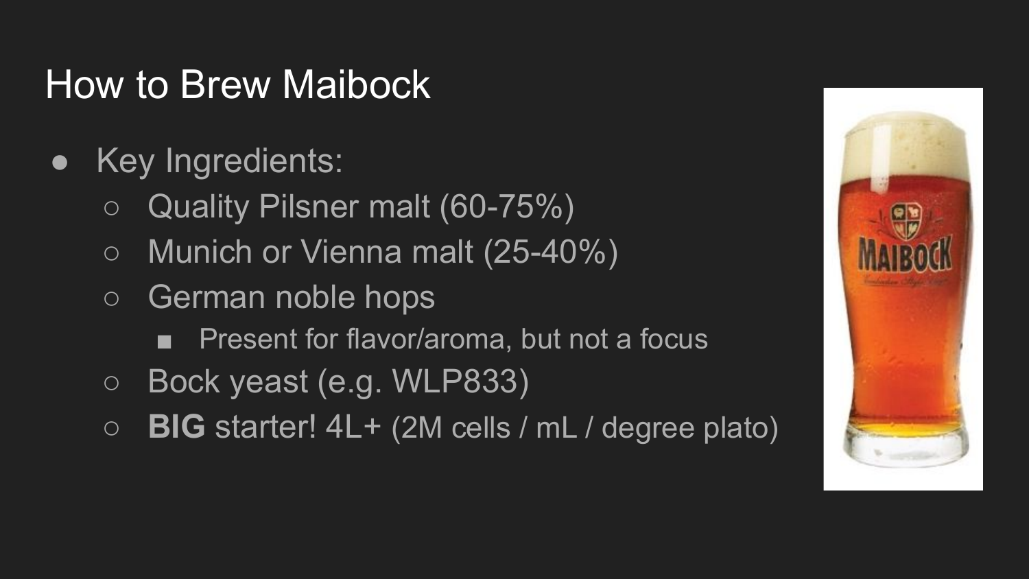# How to Brew Maibock

- Key Ingredients:
  - Quality Pilsner malt (60-75%)
  - Munich or Vienna malt (25-40%)
  - German noble hops
    - Present for flavor/aroma, but not a focus
  - Bock yeast (e.g. WLP833)
  - **BIG** starter! 4L+ (2M cells / mL / degree plato)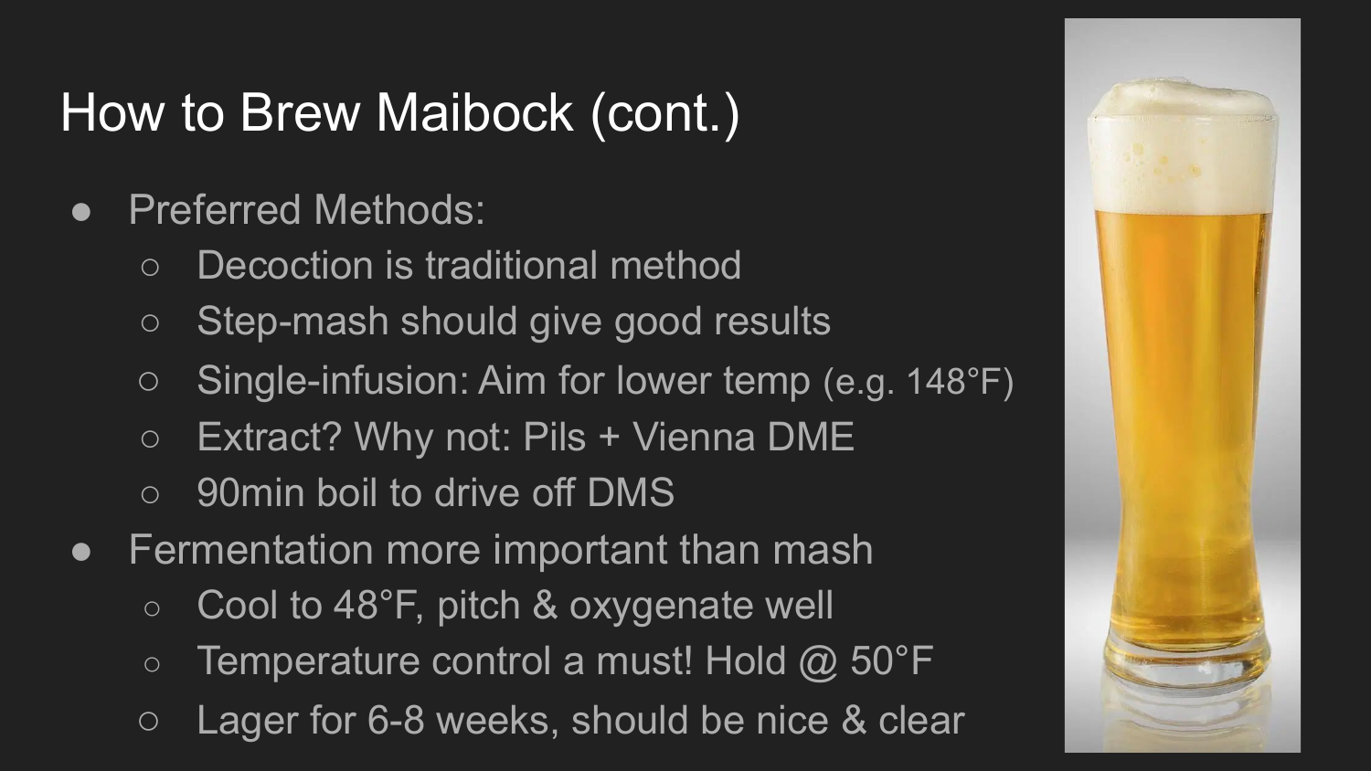# How to Brew Maibock (cont.)

- Preferred Methods:
  - Decoction is traditional method
  - Step-mash should give good results
  - Single-infusion: Aim for lower temp (e.g. 148°F)
  - Extract? Why not: Pils + Vienna DME
  - 90min boil to drive off DMS
- Fermentation more important than mash
  - Cool to 48°F, pitch & oxygenate well
  - Temperature control a must! Hold @ 50°F
  - Lager for 6-8 weeks, should be nice & clear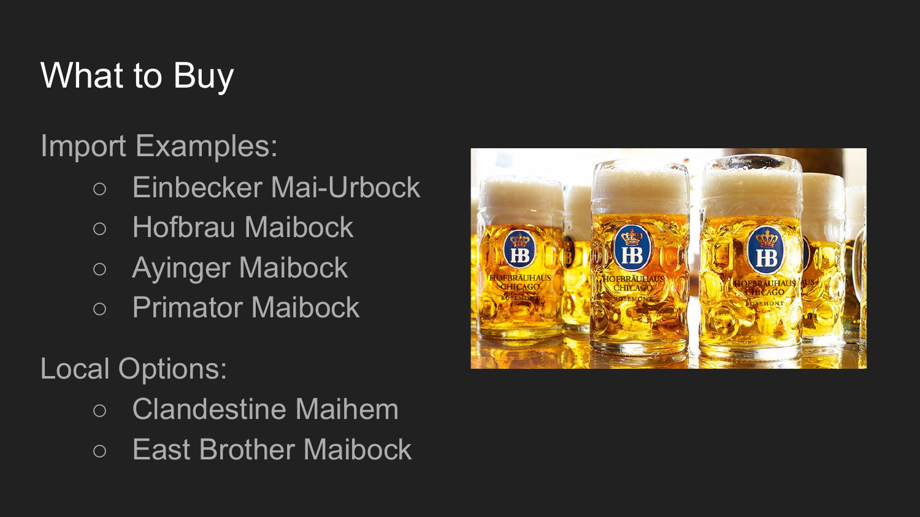# What to Buy

Import Examples:

- Einbecker Mai-Urbock
- Hofbrau Maibock
- Ayinger Maibock
- Primator Maibock

Local Options:

- Clandestine Maihem
- East Brother Maibock